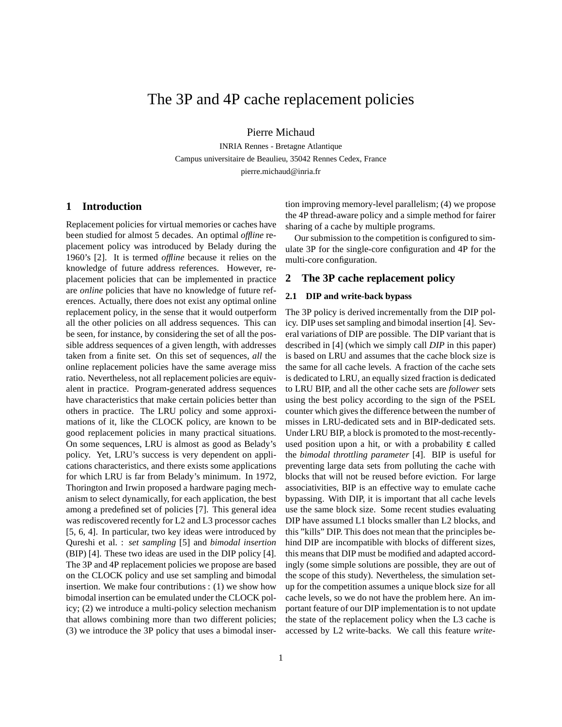# The 3P and 4P cache replacement policies

Pierre Michaud

INRIA Rennes - Bretagne Atlantique
Campus universitaire de Beaulieu, 35042 Rennes Cedex, France
pierre.michaud@inria.fr

## 1 Introduction

Replacement policies for virtual memories or caches have been studied for almost 5 decades. An optimal *offline* replacement policy was introduced by Belady during the 1960's [2]. It is termed *offline* because it relies on the knowledge of future address references. However, replacement policies that can be implemented in practice are *online* policies that have no knowledge of future references. Actually, there does not exist any optimal online replacement policy, in the sense that it would outperform all the other policies on all address sequences. This can be seen, for instance, by considering the set of all the possible address sequences of a given length, with addresses taken from a finite set. On this set of sequences, *all* the online replacement policies have the same average miss ratio. Nevertheless, not all replacement policies are equivalent in practice. Program-generated address sequences have characteristics that make certain policies better than others in practice. The LRU policy and some approximations of it, like the CLOCK policy, are known to be good replacement policies in many practical situations. On some sequences, LRU is almost as good as Belady's policy. Yet, LRU's success is very dependent on applications characteristics, and there exists some applications for which LRU is far from Belady's minimum. In 1972, Thorington and Irwin proposed a hardware paging mechanism to select dynamically, for each application, the best among a predefined set of policies [7]. This general idea was rediscovered recently for L2 and L3 processor caches [5, 6, 4]. In particular, two key ideas were introduced by Qureshi et al. : *set sampling* [5] and *bimodal insertion* (BIP) [4]. These two ideas are used in the DIP policy [4]. The 3P and 4P replacement policies we propose are based on the CLOCK policy and use set sampling and bimodal insertion. We make four contributions : (1) we show how bimodal insertion can be emulated under the CLOCK policy; (2) we introduce a multi-policy selection mechanism that allows combining more than two different policies; (3) we introduce the 3P policy that uses a bimodal insertion improving memory-level parallelism; (4) we propose the 4P thread-aware policy and a simple method for fairer sharing of a cache by multiple programs.

Our submission to the competition is configured to simulate 3P for the single-core configuration and 4P for the multi-core configuration.

## 2 The 3P cache replacement policy

### 2.1 DIP and write-back bypass

The 3P policy is derived incrementally from the DIP policy. DIP uses set sampling and bimodal insertion [4]. Several variations of DIP are possible. The DIP variant that is described in [4] (which we simply call *DIP* in this paper) is based on LRU and assumes that the cache block size is the same for all cache levels. A fraction of the cache sets is dedicated to LRU, an equally sized fraction is dedicated to LRU BIP, and all the other cache sets are *follower* sets using the best policy according to the sign of the PSEL counter which gives the difference between the number of misses in LRU-dedicated sets and in BIP-dedicated sets. Under LRU BIP, a block is promoted to the most-recently-used position upon a hit, or with a probability $\varepsilon$ called the *bimodal throttling parameter* [4]. BIP is useful for preventing large data sets from polluting the cache with blocks that will not be reused before eviction. For large associativities, BIP is an effective way to emulate cache bypassing. With DIP, it is important that all cache levels use the same block size. Some recent studies evaluating DIP have assumed L1 blocks smaller than L2 blocks, and this "kills" DIP. This does not mean that the principles behind DIP are incompatible with blocks of different sizes, this means that DIP must be modified and adapted accordingly (some simple solutions are possible, they are out of the scope of this study). Nevertheless, the simulation setup for the competition assumes a unique block size for all cache levels, so we do not have the problem here. An important feature of our DIP implementation is to not update the state of the replacement policy when the L3 cache is accessed by L2 write-backs. We call this feature *write-*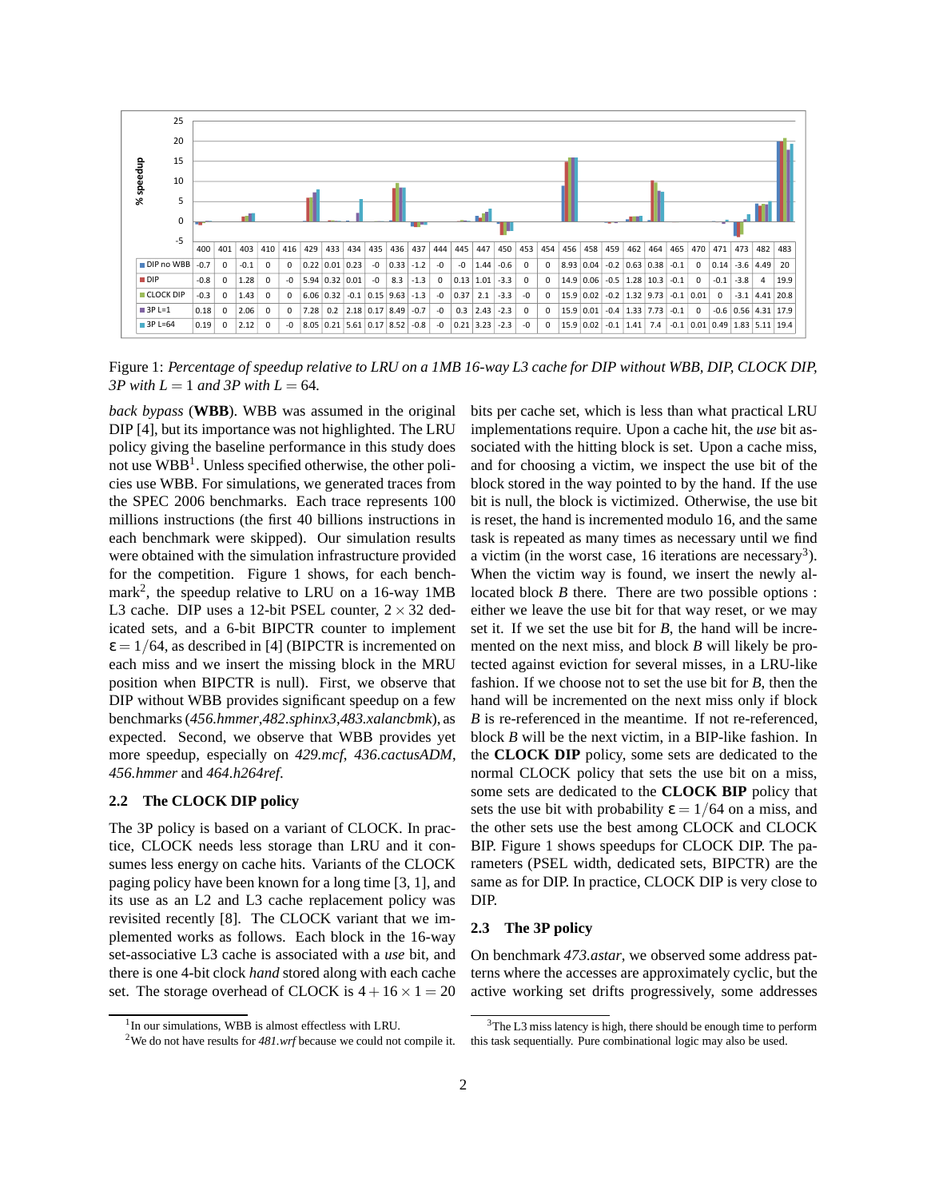| | 400 | 401 | 403 | 410 | 416 | 429 | 433 | 434 | 435 | 436 | 437 | 444 | 445 | 447 | 450 | 453 | 454 | 456 | 458 | 459 | 462 | 464 | 465 | 470 | 471 | 473 | 482 | 483 |
|---|---|---|---|---|---|---|---|---|---|---|---|---|---|---|---|---|---|---|---|---|---|---|---|---|---|---|---|---|
| DIP no WBB | -0.7 | 0 | -0.1 | 0 | 0 | 0.22 | 0.01 | 0.23 | -0 | 0.33 | -1.2 | -0 | -0 | 1.44 | -0.6 | 0 | 0 | 8.93 | 0.04 | -0.2 | 0.63 | 0.38 | -0.1 | 0 | 0.14 | -3.6 | 4.49 | 20 |
| DIP | -0.8 | 0 | 1.28 | 0 | -0 | 5.94 | 0.32 | 0.01 | -0 | 8.3 | -1.3 | 0 | 0.13 | 1.01 | -3.3 | 0 | 0 | 14.9 | 0.06 | -0.5 | 1.28 | 10.3 | -0.1 | 0 | -0.1 | -3.8 | 4 | 19.9 |
| CLOCK DIP | -0.3 | 0 | 1.43 | 0 | 0 | 6.06 | 0.32 | -0.1 | 0.15 | 9.63 | -1.3 | -0 | 0.37 | 2.1 | -3.3 | -0 | 0 | 15.9 | 0.02 | -0.2 | 1.32 | 9.73 | -0.1 | 0.01 | 0 | -3.1 | 4.41 | 20.8 |
| 3P L=1 | 0.18 | 0 | 2.06 | 0 | 0 | 7.28 | 0.2 | 2.18 | 0.17 | 8.49 | -0.7 | -0 | 0.3 | 2.43 | -2.3 | 0 | 0 | 15.9 | 0.01 | -0.4 | 1.33 | 7.73 | -0.1 | 0 | -0.6 | 0.56 | 4.31 | 17.9 |
| 3P L=64 | 0.19 | 0 | 2.12 | 0 | -0 | 8.05 | 0.21 | 5.61 | 0.17 | 8.52 | -0.8 | -0 | 0.21 | 3.23 | -2.3 | -0 | 0 | 15.9 | 0.02 | -0.1 | 1.41 | 7.4 | -0.1 | 0.01 | 0.49 | 1.83 | 5.11 | 19.4 |

Figure 1: *Percentage of speedup relative to LRU on a 1MB 16-way L3 cache for DIP without WBB, DIP, CLOCK DIP, 3P with $L = 1$ and 3P with $L = 64$.*

*back bypass* (**WBB**). WBB was assumed in the original DIP [4], but its importance was not highlighted. The LRU policy giving the baseline performance in this study does not use WBB[1]. Unless specified otherwise, the other policies use WBB. For simulations, we generated traces from the SPEC 2006 benchmarks. Each trace represents 100 millions instructions (the first 40 billions instructions in each benchmark were skipped). Our simulation results were obtained with the simulation infrastructure provided for the competition. Figure 1 shows, for each benchmark[2], the speedup relative to LRU on a 16-way 1MB L3 cache. DIP uses a 12-bit PSEL counter, $2 \times 32$ dedicated sets, and a 6-bit BIPCTR counter to implement $\varepsilon = 1/64$, as described in [4] (BIPCTR is incremented on each miss and we insert the missing block in the MRU position when BIPCTR is null). First, we observe that DIP without WBB provides significant speedup on a few benchmarks (*456.hmmer*,*482.sphinx3*,*483.xalancbmk*), as expected. Second, we observe that WBB provides yet more speedup, especially on *429.mcf*, *436.cactusADM*, *456.hmmer* and *464.h264ref*.

### 2.2 The CLOCK DIP policy

The 3P policy is based on a variant of CLOCK. In practice, CLOCK needs less storage than LRU and it consumes less energy on cache hits. Variants of the CLOCK paging policy have been known for a long time [3, 1], and its use as an L2 and L3 cache replacement policy was revisited recently [8]. The CLOCK variant that we implemented works as follows. Each block in the 16-way set-associative L3 cache is associated with a *use* bit, and there is one 4-bit clock *hand* stored along with each cache set. The storage overhead of CLOCK is $4 + 16 \times 1 = 20$ bits per cache set, which is less than what practical LRU implementations require. Upon a cache hit, the *use* bit associated with the hitting block is set. Upon a cache miss, and for choosing a victim, we inspect the use bit of the block stored in the way pointed to by the hand. If the use bit is null, the block is victimized. Otherwise, the use bit is reset, the hand is incremented modulo 16, and the same task is repeated as many times as necessary until we find a victim (in the worst case, 16 iterations are necessary[3]). When the victim way is found, we insert the newly allocated block $B$ there. There are two possible options : either we leave the use bit for that way reset, or we may set it. If we set the use bit for $B$, the hand will be incremented on the next miss, and block $B$ will likely be protected against eviction for several misses, in a LRU-like fashion. If we choose not to set the use bit for $B$, then the hand will be incremented on the next miss only if block $B$ is re-referenced in the meantime. If not re-referenced, block $B$ will be the next victim, in a BIP-like fashion. In the **CLOCK DIP** policy, some sets are dedicated to the normal CLOCK policy that sets the use bit on a miss, some sets are dedicated to the **CLOCK BIP** policy that sets the use bit with probability $\varepsilon = 1/64$ on a miss, and the other sets use the best among CLOCK and CLOCK BIP. Figure 1 shows speedups for CLOCK DIP. The parameters (PSEL width, dedicated sets, BIPCTR) are the same as for DIP. In practice, CLOCK DIP is very close to DIP.

### 2.3 The 3P policy

On benchmark *473.astar*, we observed some address patterns where the accesses are approximately cyclic, but the active working set drifts progressively, some addresses

[1] In our simulations, WBB is almost effectless with LRU.

[2] We do not have results for *481.wrf* because we could not compile it.

[3] The L3 miss latency is high, there should be enough time to perform this task sequentially. Pure combinational logic may also be used.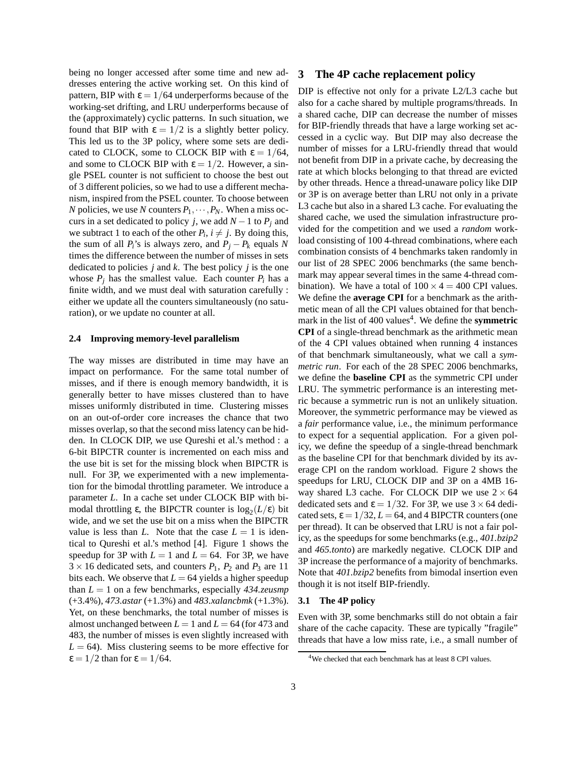being no longer accessed after some time and new addresses entering the active working set. On this kind of pattern, BIP with $\epsilon = 1/64$ underperforms because of the working-set drifting, and LRU underperforms because of the (approximately) cyclic patterns. In such situation, we found that BIP with $\epsilon = 1/2$ is a slightly better policy. This led us to the 3P policy, where some sets are dedicated to CLOCK, some to CLOCK BIP with $\epsilon = 1/64$, and some to CLOCK BIP with $\epsilon = 1/2$. However, a single PSEL counter is not sufficient to choose the best out of 3 different policies, so we had to use a different mechanism, inspired from the PSEL counter. To choose between $N$ policies, we use $N$ counters $P_1, \cdots, P_N$. When a miss occurs in a set dedicated to policy $j$, we add $N-1$ to $P_j$ and we subtract 1 to each of the other $P_i$, $i \neq j$. By doing this, the sum of all $P_i$'s is always zero, and $P_j - P_k$ equals $N$ times the difference between the number of misses in sets dedicated to policies $j$ and $k$. The best policy $j$ is the one whose $P_j$ has the smallest value. Each counter $P_i$ has a finite width, and we must deal with saturation carefully : either we update all the counters simultaneously (no saturation), or we update no counter at all.

### 2.4 Improving memory-level parallelism

The way misses are distributed in time may have an impact on performance. For the same total number of misses, and if there is enough memory bandwidth, it is generally better to have misses clustered than to have misses uniformly distributed in time. Clustering misses on an out-of-order core increases the chance that two misses overlap, so that the second miss latency can be hidden. In CLOCK DIP, we use Qureshi et al.'s method : a 6-bit BIPCTR counter is incremented on each miss and the use bit is set for the missing block when BIPCTR is null. For 3P, we experimented with a new implementation for the bimodal throttling parameter. We introduce a parameter $L$. In a cache set under CLOCK BIP with bimodal throttling $\epsilon$, the BIPCTR counter is $\log_2(L/\epsilon)$ bit wide, and we set the use bit on a miss when the BIPCTR value is less than $L$. Note that the case $L = 1$ is identical to Qureshi et al.'s method [4]. Figure 1 shows the speedup for 3P with $L = 1$ and $L = 64$. For 3P, we have $3 \times 16$ dedicated sets, and counters $P_1$, $P_2$ and $P_3$ are 11 bits each. We observe that $L = 64$ yields a higher speedup than $L = 1$ on a few benchmarks, especially *434.zeusmp* (+3.4%), *473.astar* (+1.3%) and *483.xalancbmk* (+1.3%). Yet, on these benchmarks, the total number of misses is almost unchanged between $L = 1$ and $L = 64$ (for 473 and 483, the number of misses is even slightly increased with $L = 64$). Miss clustering seems to be more effective for $\epsilon = 1/2$ than for $\epsilon = 1/64$.

## 3 The 4P cache replacement policy

DIP is effective not only for a private L2/L3 cache but also for a cache shared by multiple programs/threads. In a shared cache, DIP can decrease the number of misses for BIP-friendly threads that have a large working set accessed in a cyclic way. But DIP may also decrease the number of misses for a LRU-friendly thread that would not benefit from DIP in a private cache, by decreasing the rate at which blocks belonging to that thread are evicted by other threads. Hence a thread-unaware policy like DIP or 3P is on average better than LRU not only in a private L3 cache but also in a shared L3 cache. For evaluating the shared cache, we used the simulation infrastructure provided for the competition and we used a *random* workload consisting of 100 4-thread combinations, where each combination consists of 4 benchmarks taken randomly in our list of 28 SPEC 2006 benchmarks (the same benchmark may appear several times in the same 4-thread combination). We have a total of $100 \times 4 = 400$ CPI values. We define the **average CPI** for a benchmark as the arithmetic mean of all the CPI values obtained for that benchmark in the list of 400 values[4]. We define the **symmetric CPI** of a single-thread benchmark as the arithmetic mean of the 4 CPI values obtained when running 4 instances of that benchmark simultaneously, what we call a *symmetric run*. For each of the 28 SPEC 2006 benchmarks, we define the **baseline CPI** as the symmetric CPI under LRU. The symmetric performance is an interesting metric because a symmetric run is not an unlikely situation. Moreover, the symmetric performance may be viewed as a *fair* performance value, i.e., the minimum performance to expect for a sequential application. For a given policy, we define the speedup of a single-thread benchmark as the baseline CPI for that benchmark divided by its average CPI on the random workload. Figure 2 shows the speedups for LRU, CLOCK DIP and 3P on a 4MB 16-way shared L3 cache. For CLOCK DIP we use $2 \times 64$ dedicated sets and $\epsilon = 1/32$. For 3P, we use $3 \times 64$ dedicated sets, $\epsilon = 1/32$, $L = 64$, and 4 BIPCTR counters (one per thread). It can be observed that LRU is not a fair policy, as the speedups for some benchmarks (e.g., *401.bzip2* and *465.tonto*) are markedly negative. CLOCK DIP and 3P increase the performance of a majority of benchmarks. Note that *401.bzip2* benefits from bimodal insertion even though it is not itself BIP-friendly.

### 3.1 The 4P policy

Even with 3P, some benchmarks still do not obtain a fair share of the cache capacity. These are typically "fragile" threads that have a low miss rate, i.e., a small number of

[4] We checked that each benchmark has at least 8 CPI values.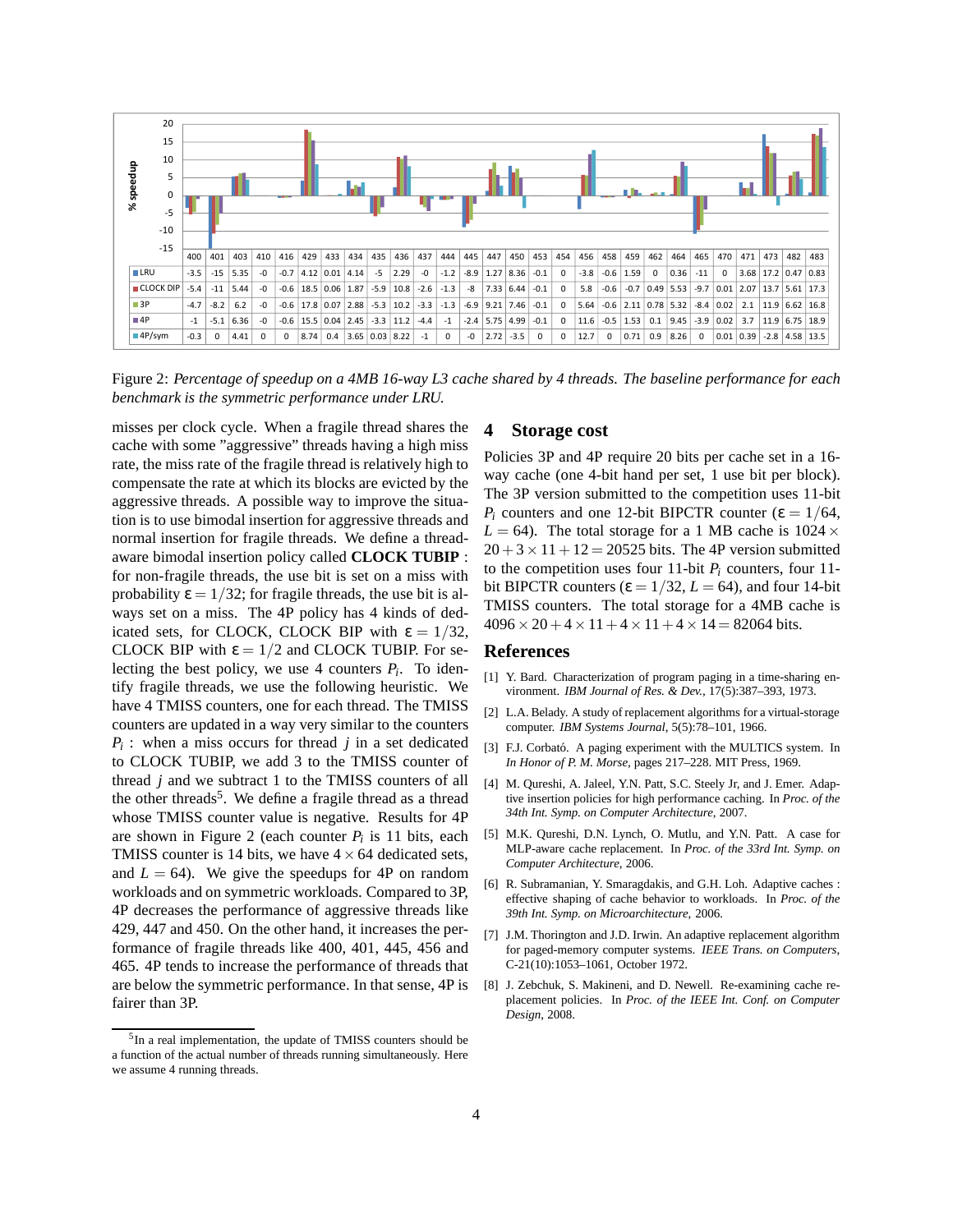% speedup

20
15
10
5
0
-5
-10
-15

| | 400 | 401 | 403 | 410 | 416 | 429 | 433 | 434 | 435 | 436 | 437 | 444 | 445 | 447 | 450 | 453 | 454 | 456 | 458 | 459 | 462 | 464 | 465 | 470 | 471 | 473 | 482 | 483 |
|---|---|---|---|---|---|---|---|---|---|---|---|---|---|---|---|---|---|---|---|---|---|---|---|---|---|---|---|---|
| LRU | -3.5 | -15 | 5.35 | -0 | -0.7 | 4.12 | 0.01 | 4.14 | -5 | 2.29 | -0 | -1.2 | -8.9 | 1.27 | 8.36 | -0.1 | 0 | -3.8 | -0.6 | 1.59 | 0 | 0.36 | -11 | 0 | 3.68 | 17.2 | 0.47 | 0.83 |
| CLOCK DIP | -5.4 | -11 | 5.44 | -0 | -0.6 | 18.5 | 0.06 | 1.87 | -5.9 | 10.8 | -2.6 | -1.3 | -8 | 7.33 | 6.44 | -0.1 | 0 | 5.8 | -0.6 | -0.7 | 0.49 | 5.53 | -9.7 | 0.01 | 2.07 | 13.7 | 5.61 | 17.3 |
| 3P | -4.7 | -8.2 | 6.2 | -0 | -0.6 | 17.8 | 0.07 | 2.88 | -5.3 | 10.2 | -3.3 | -1.3 | -6.9 | 9.21 | 7.46 | -0.1 | 0 | 5.64 | -0.6 | 2.11 | 0.78 | 5.32 | -8.4 | 0.02 | 2.1 | 11.9 | 6.62 | 16.8 |
| 4P | -1 | -5.1 | 6.36 | -0 | -0.6 | 15.5 | 0.04 | 2.45 | -3.3 | 11.2 | -4.4 | -1 | -2.4 | 5.75 | 4.99 | -0.1 | 0 | 11.6 | -0.5 | 1.53 | 0.1 | 9.45 | -3.9 | 0.02 | 3.7 | 11.9 | 6.75 | 18.9 |
| 4P/sym | -0.3 | 0 | 4.41 | 0 | 0 | 8.74 | 0.4 | 3.65 | 0.03 | 8.22 | -1 | 0 | -0 | 2.72 | -3.5 | 0 | 0 | 12.7 | 0 | 0.71 | 0.9 | 8.26 | 0 | 0.01 | 0.39 | -2.8 | 4.58 | 13.5 |

Figure 2: *Percentage of speedup on a 4MB 16-way L3 cache shared by 4 threads. The baseline performance for each benchmark is the symmetric performance under LRU.*

misses per clock cycle. When a fragile thread shares the cache with some "aggressive" threads having a high miss rate, the miss rate of the fragile thread is relatively high to compensate the rate at which its blocks are evicted by the aggressive threads. A possible way to improve the situation is to use bimodal insertion for aggressive threads and normal insertion for fragile threads. We define a thread-aware bimodal insertion policy called **CLOCK TUBIP** : for non-fragile threads, the use bit is set on a miss with probability $\varepsilon = 1/32$; for fragile threads, the use bit is always set on a miss. The 4P policy has 4 kinds of dedicated sets, for CLOCK, CLOCK BIP with $\varepsilon = 1/32$, CLOCK BIP with $\varepsilon = 1/2$ and CLOCK TUBIP. For selecting the best policy, we use 4 counters $P_i$. To identify fragile threads, we use the following heuristic. We have 4 TMISS counters, one for each thread. The TMISS counters are updated in a way very similar to the counters $P_i$ : when a miss occurs for thread $j$ in a set dedicated to CLOCK TUBIP, we add 3 to the TMISS counter of thread $j$ and we subtract 1 to the TMISS counters of all the other threads[5]. We define a fragile thread as a thread whose TMISS counter value is negative. Results for 4P are shown in Figure 2 (each counter $P_i$ is 11 bits, each TMISS counter is 14 bits, we have $4 \times 64$ dedicated sets, and $L = 64$). We give the speedups for 4P on random workloads and on symmetric workloads. Compared to 3P, 4P decreases the performance of aggressive threads like 429, 447 and 450. On the other hand, it increases the performance of fragile threads like 400, 401, 445, 456 and 465. 4P tends to increase the performance of threads that are below the symmetric performance. In that sense, 4P is fairer than 3P.

[5] In a real implementation, the update of TMISS counters should be a function of the actual number of threads running simultaneously. Here we assume 4 running threads.

## 4 Storage cost

Policies 3P and 4P require 20 bits per cache set in a 16-way cache (one 4-bit hand per set, 1 use bit per block). The 3P version submitted to the competition uses 11-bit $P_i$ counters and one 12-bit BIPCTR counter ($\varepsilon = 1/64$, $L = 64$). The total storage for a 1 MB cache is $1024 \times 20 + 3 \times 11 + 12 = 20525$ bits. The 4P version submitted to the competition uses four 11-bit $P_i$ counters, four 11-bit BIPCTR counters ($\varepsilon = 1/32$, $L = 64$), and four 14-bit TMISS counters. The total storage for a 4MB cache is $4096 \times 20 + 4 \times 11 + 4 \times 11 + 4 \times 14 = 82064$ bits.

## References

[1] Y. Bard. Characterization of program paging in a time-sharing environment. *IBM Journal of Res. & Dev.*, 17(5):387–393, 1973.

[2] L.A. Belady. A study of replacement algorithms for a virtual-storage computer. *IBM Systems Journal*, 5(5):78–101, 1966.

[3] F.J. Corbató. A paging experiment with the MULTICS system. In *In Honor of P. M. Morse*, pages 217–228. MIT Press, 1969.

[4] M. Qureshi, A. Jaleel, Y.N. Patt, S.C. Steely Jr, and J. Emer. Adaptive insertion policies for high performance caching. In *Proc. of the 34th Int. Symp. on Computer Architecture*, 2007.

[5] M.K. Qureshi, D.N. Lynch, O. Mutlu, and Y.N. Patt. A case for MLP-aware cache replacement. In *Proc. of the 33rd Int. Symp. on Computer Architecture*, 2006.

[6] R. Subramanian, Y. Smaragdakis, and G.H. Loh. Adaptive caches : effective shaping of cache behavior to workloads. In *Proc. of the 39th Int. Symp. on Microarchitecture*, 2006.

[7] J.M. Thorington and J.D. Irwin. An adaptive replacement algorithm for paged-memory computer systems. *IEEE Trans. on Computers*, C-21(10):1053–1061, October 1972.

[8] J. Zebchuk, S. Makineni, and D. Newell. Re-examining cache replacement policies. In *Proc. of the IEEE Int. Conf. on Computer Design*, 2008.